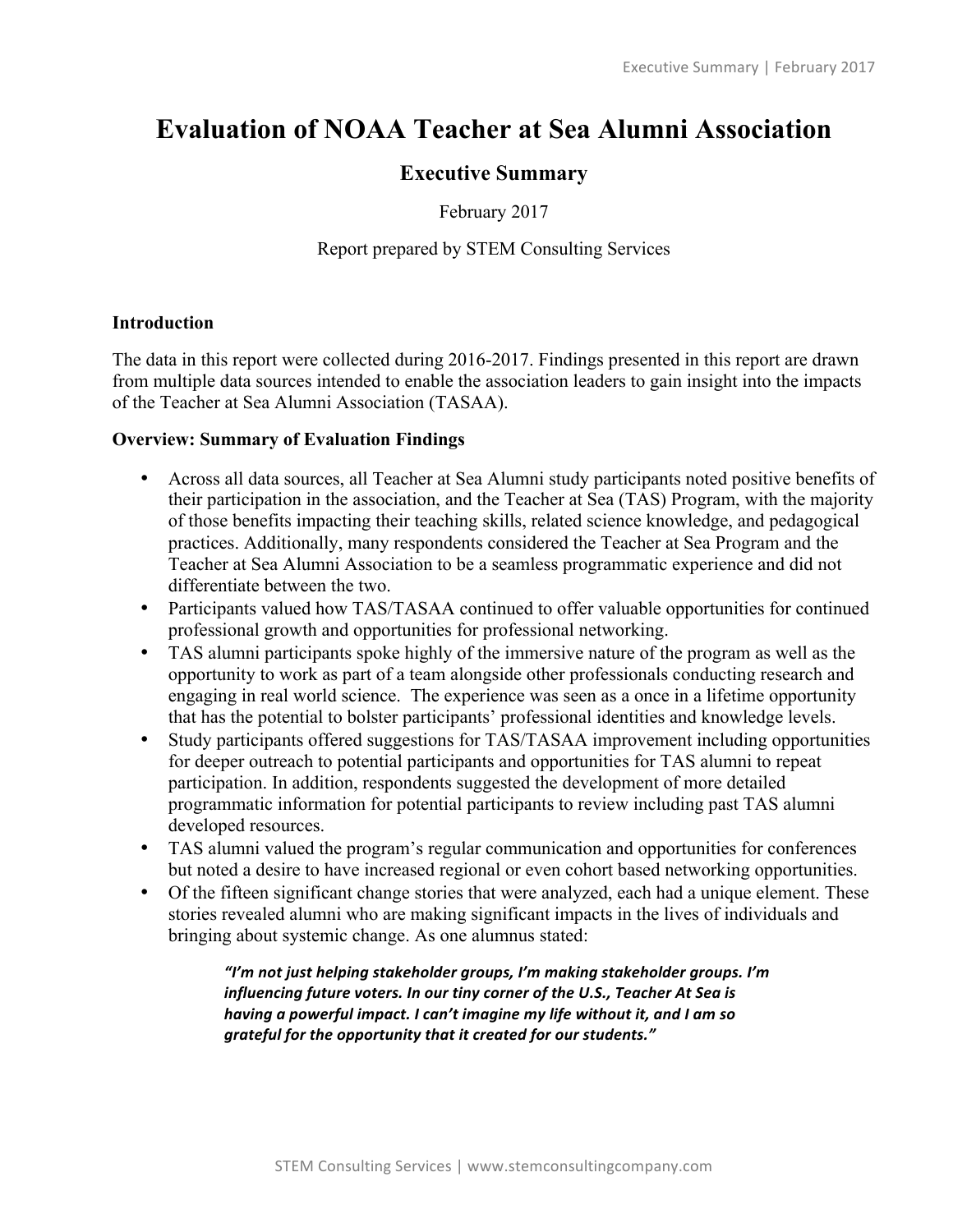# Evaluation of NOAA Teacher at Sea Alumni Association

## Executive Summary

February 2017

Report prepared by STEM Consulting Services

### Introduction

The data in this report were collected during 2016-2017. Findings presented in this report are drawn from multiple data sources intended to enable the association leaders to gain insight into the impacts of the Teacher at Sea Alumni Association (TASAA).

### Overview: Summary of Evaluation Findings

- Across all data sources, all Teacher at Sea Alumni study participants noted positive benefits of their participation in the association, and the Teacher at Sea (TAS) Program, with the majority of those benefits impacting their teaching skills, related science knowledge, and pedagogical practices. Additionally, many respondents considered the Teacher at Sea Program and the Teacher at Sea Alumni Association to be a seamless programmatic experience and did not differentiate between the two.
- Participants valued how TAS/TASAA continued to offer valuable opportunities for continued professional growth and opportunities for professional networking.
- TAS alumni participants spoke highly of the immersive nature of the program as well as the opportunity to work as part of a team alongside other professionals conducting research and engaging in real world science. The experience was seen as a once in a lifetime opportunity that has the potential to bolster participants' professional identities and knowledge levels.
- Study participants offered suggestions for TAS/TASAA improvement including opportunities for deeper outreach to potential participants and opportunities for TAS alumni to repeat participation. In addition, respondents suggested the development of more detailed programmatic information for potential participants to review including past TAS alumni developed resources.
- TAS alumni valued the program's regular communication and opportunities for conferences but noted a desire to have increased regional or even cohort based networking opportunities.
- Of the fifteen significant change stories that were analyzed, each had a unique element. These stories revealed alumni who are making significant impacts in the lives of individuals and bringing about systemic change. As one alumnus stated:

> ***"I'm not just helping stakeholder groups, I'm making stakeholder groups. I'm influencing future voters. In our tiny corner of the U.S., Teacher At Sea is having a powerful impact. I can't imagine my life without it, and I am so grateful for the opportunity that it created for our students."***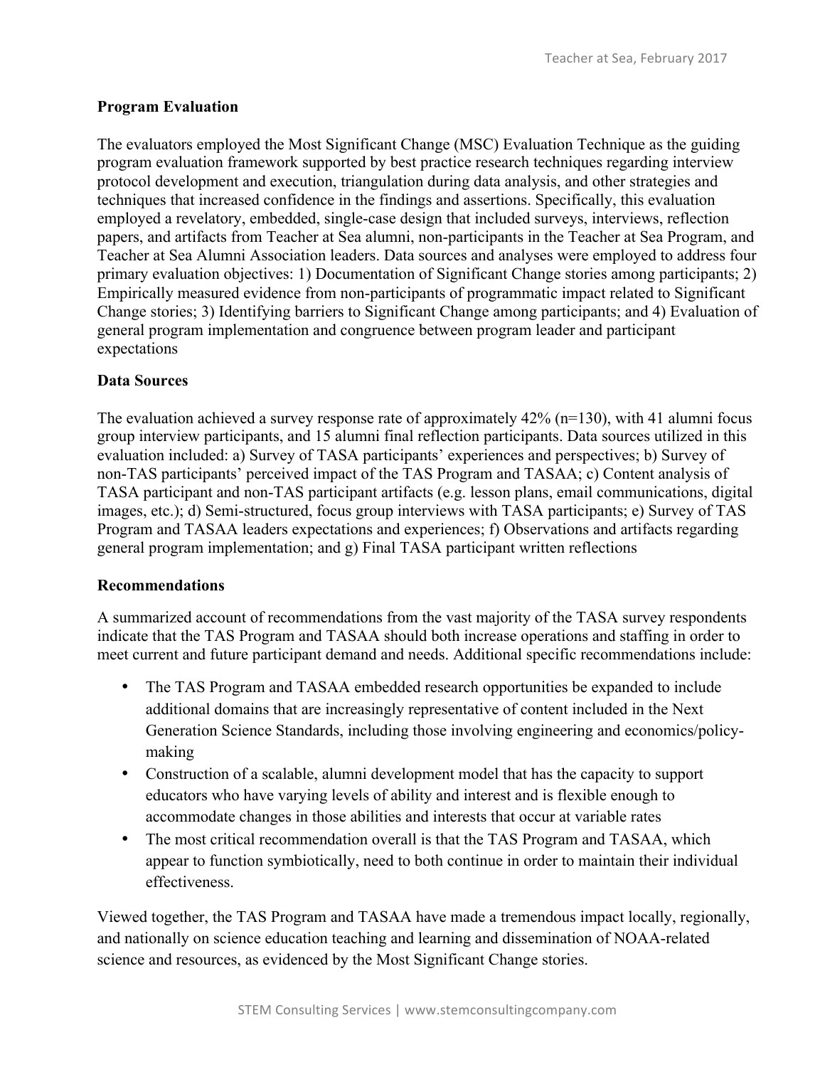## Program Evaluation

The evaluators employed the Most Significant Change (MSC) Evaluation Technique as the guiding program evaluation framework supported by best practice research techniques regarding interview protocol development and execution, triangulation during data analysis, and other strategies and techniques that increased confidence in the findings and assertions. Specifically, this evaluation employed a revelatory, embedded, single-case design that included surveys, interviews, reflection papers, and artifacts from Teacher at Sea alumni, non-participants in the Teacher at Sea Program, and Teacher at Sea Alumni Association leaders. Data sources and analyses were employed to address four primary evaluation objectives: 1) Documentation of Significant Change stories among participants; 2) Empirically measured evidence from non-participants of programmatic impact related to Significant Change stories; 3) Identifying barriers to Significant Change among participants; and 4) Evaluation of general program implementation and congruence between program leader and participant expectations

## Data Sources

The evaluation achieved a survey response rate of approximately 42% (n=130), with 41 alumni focus group interview participants, and 15 alumni final reflection participants. Data sources utilized in this evaluation included: a) Survey of TASA participants' experiences and perspectives; b) Survey of non-TAS participants' perceived impact of the TAS Program and TASAA; c) Content analysis of TASA participant and non-TAS participant artifacts (e.g. lesson plans, email communications, digital images, etc.); d) Semi-structured, focus group interviews with TASA participants; e) Survey of TAS Program and TASAA leaders expectations and experiences; f) Observations and artifacts regarding general program implementation; and g) Final TASA participant written reflections

## Recommendations

A summarized account of recommendations from the vast majority of the TASA survey respondents indicate that the TAS Program and TASAA should both increase operations and staffing in order to meet current and future participant demand and needs. Additional specific recommendations include:

- The TAS Program and TASAA embedded research opportunities be expanded to include additional domains that are increasingly representative of content included in the Next Generation Science Standards, including those involving engineering and economics/policy-making
- Construction of a scalable, alumni development model that has the capacity to support educators who have varying levels of ability and interest and is flexible enough to accommodate changes in those abilities and interests that occur at variable rates
- The most critical recommendation overall is that the TAS Program and TASAA, which appear to function symbiotically, need to both continue in order to maintain their individual effectiveness.

Viewed together, the TAS Program and TASAA have made a tremendous impact locally, regionally, and nationally on science education teaching and learning and dissemination of NOAA-related science and resources, as evidenced by the Most Significant Change stories.